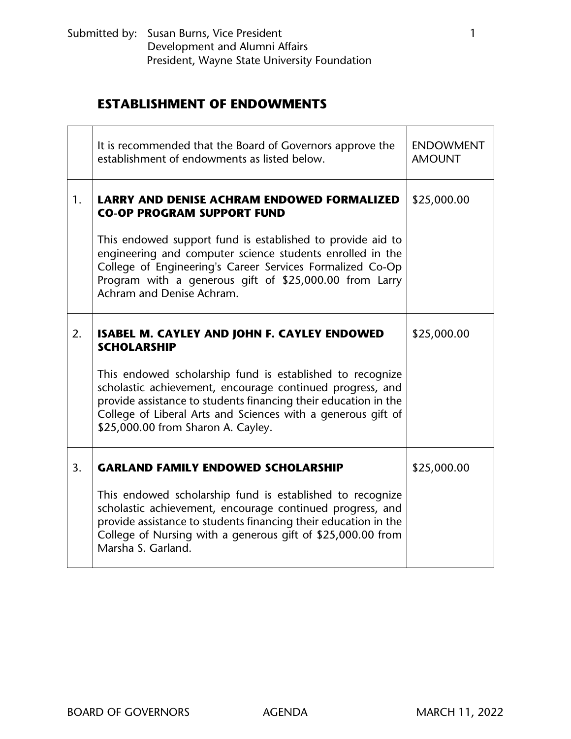Submitted by: Susan Burns, Vice President
Development and Alumni Affairs
President, Wayne State University Foundation

## ESTABLISHMENT OF ENDOWMENTS

| | It is recommended that the Board of Governors approve the establishment of endowments as listed below. | ENDOWMENT AMOUNT |
|---|---|---|
| 1. | **LARRY AND DENISE ACHRAM ENDOWED FORMALIZED CO-OP PROGRAM SUPPORT FUND**<br><br>This endowed support fund is established to provide aid to engineering and computer science students enrolled in the College of Engineering's Career Services Formalized Co-Op Program with a generous gift of $25,000.00 from Larry Achram and Denise Achram. | $25,000.00 |
| 2. | **ISABEL M. CAYLEY AND JOHN F. CAYLEY ENDOWED SCHOLARSHIP**<br><br>This endowed scholarship fund is established to recognize scholastic achievement, encourage continued progress, and provide assistance to students financing their education in the College of Liberal Arts and Sciences with a generous gift of $25,000.00 from Sharon A. Cayley. | $25,000.00 |
| 3. | **GARLAND FAMILY ENDOWED SCHOLARSHIP**<br><br>This endowed scholarship fund is established to recognize scholastic achievement, encourage continued progress, and provide assistance to students financing their education in the College of Nursing with a generous gift of $25,000.00 from Marsha S. Garland. | $25,000.00 |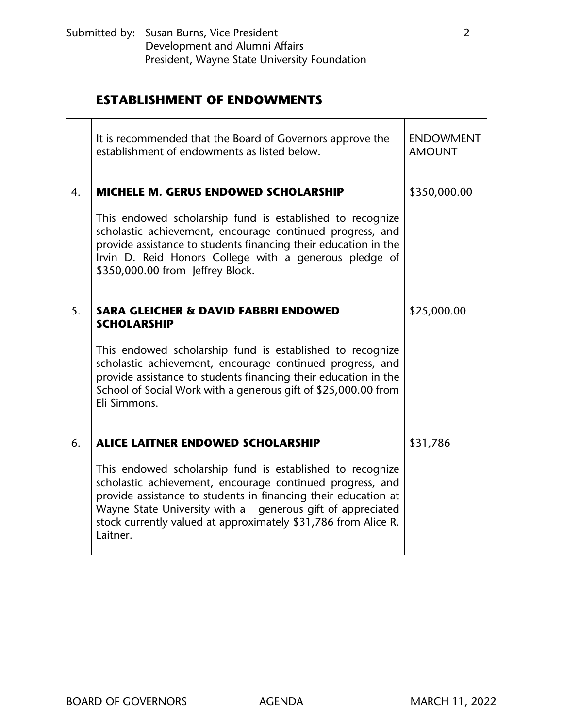Submitted by: Susan Burns, Vice President
Development and Alumni Affairs
President, Wayne State University Foundation

## ESTABLISHMENT OF ENDOWMENTS

| | It is recommended that the Board of Governors approve the establishment of endowments as listed below. | ENDOWMENT AMOUNT |
|---|---|---|
| 4. | **MICHELE M. GERUS ENDOWED SCHOLARSHIP**<br><br>This endowed scholarship fund is established to recognize scholastic achievement, encourage continued progress, and provide assistance to students financing their education in the Irvin D. Reid Honors College with a generous pledge of $350,000.00 from Jeffrey Block. | $350,000.00 |
| 5. | **SARA GLEICHER & DAVID FABBRI ENDOWED SCHOLARSHIP**<br><br>This endowed scholarship fund is established to recognize scholastic achievement, encourage continued progress, and provide assistance to students financing their education in the School of Social Work with a generous gift of $25,000.00 from Eli Simmons. | $25,000.00 |
| 6. | **ALICE LAITNER ENDOWED SCHOLARSHIP**<br><br>This endowed scholarship fund is established to recognize scholastic achievement, encourage continued progress, and provide assistance to students in financing their education at Wayne State University with a generous gift of appreciated stock currently valued at approximately $31,786 from Alice R. Laitner. | $31,786 |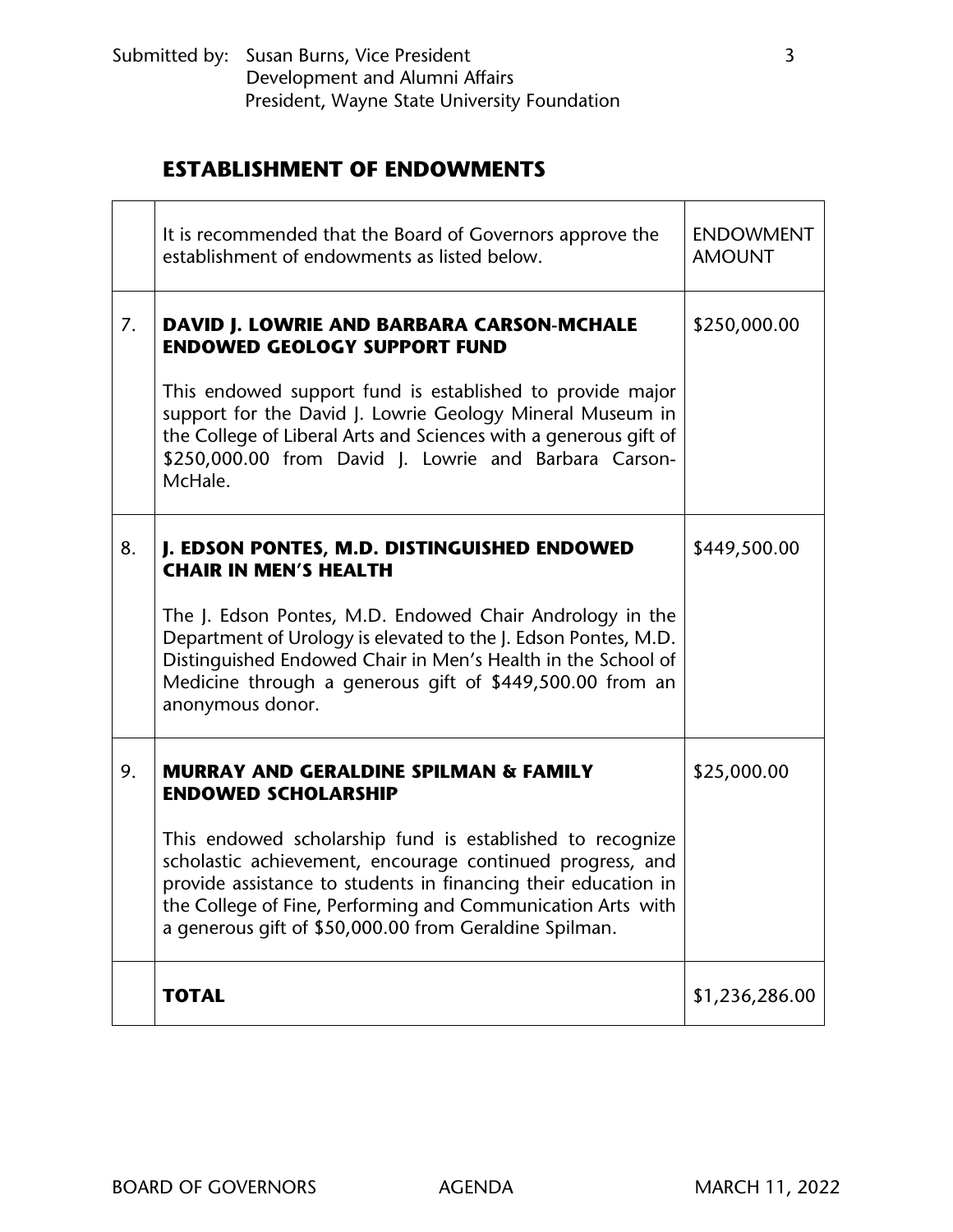Submitted by: Susan Burns, Vice President
Development and Alumni Affairs
President, Wayne State University Foundation

## ESTABLISHMENT OF ENDOWMENTS

| | It is recommended that the Board of Governors approve the establishment of endowments as listed below. | ENDOWMENT AMOUNT |
|---|---|---|
| 7. | **DAVID J. LOWRIE AND BARBARA CARSON-MCHALE ENDOWED GEOLOGY SUPPORT FUND**<br><br>This endowed support fund is established to provide major support for the David J. Lowrie Geology Mineral Museum in the College of Liberal Arts and Sciences with a generous gift of $250,000.00 from David J. Lowrie and Barbara Carson-McHale. | $250,000.00 |
| 8. | **J. EDSON PONTES, M.D. DISTINGUISHED ENDOWED CHAIR IN MEN'S HEALTH**<br><br>The J. Edson Pontes, M.D. Endowed Chair Andrology in the Department of Urology is elevated to the J. Edson Pontes, M.D. Distinguished Endowed Chair in Men's Health in the School of Medicine through a generous gift of $449,500.00 from an anonymous donor. | $449,500.00 |
| 9. | **MURRAY AND GERALDINE SPILMAN & FAMILY ENDOWED SCHOLARSHIP**<br><br>This endowed scholarship fund is established to recognize scholastic achievement, encourage continued progress, and provide assistance to students in financing their education in the College of Fine, Performing and Communication Arts with a generous gift of $50,000.00 from Geraldine Spilman. | $25,000.00 |
| | **TOTAL** | $1,236,286.00 |

BOARD OF GOVERNORS AGENDA MARCH 11, 2022